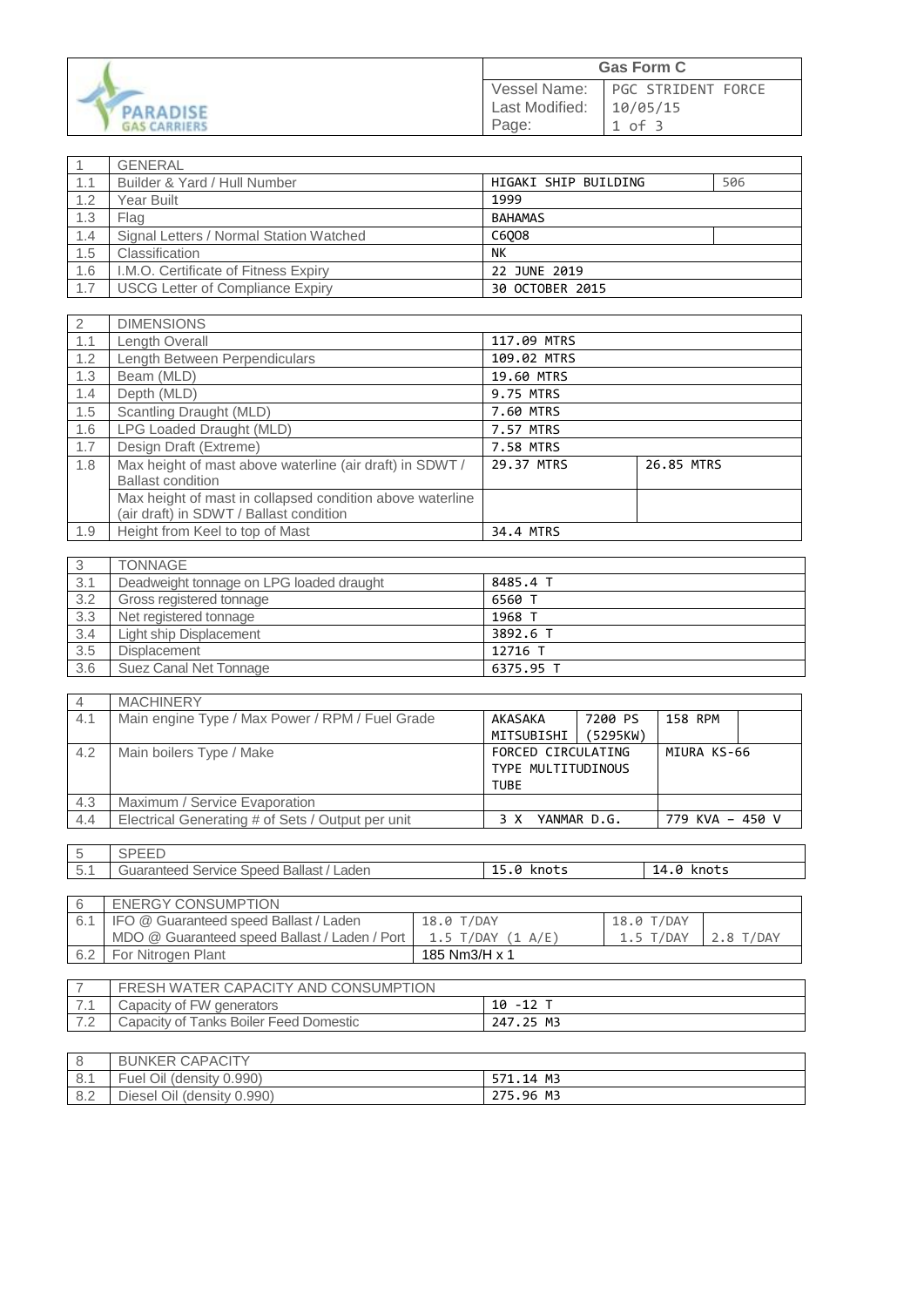| PARADISE GAS CARRIERS | Gas Form C | |
|---|---|---|
| | Vessel Name: | PGC STRIDENT FORCE |
| | Last Modified: | 10/05/15 |
| | Page: | 1 of 3 |

| 1 | GENERAL | | |
|---|---|---|---|
| 1.1 | Builder & Yard / Hull Number | HIGAKI SHIP BUILDING | 506 |
| 1.2 | Year Built | 1999 | |
| 1.3 | Flag | BAHAMAS | |
| 1.4 | Signal Letters / Normal Station Watched | C6QO8 | |
| 1.5 | Classification | NK | |
| 1.6 | I.M.O. Certificate of Fitness Expiry | 22 JUNE 2019 | |
| 1.7 | USCG Letter of Compliance Expiry | 30 OCTOBER 2015 | |

| 2 | DIMENSIONS | | |
|---|---|---|---|
| 1.1 | Length Overall | 117.09 MTRS | |
| 1.2 | Length Between Perpendiculars | 109.02 MTRS | |
| 1.3 | Beam (MLD) | 19.60 MTRS | |
| 1.4 | Depth (MLD) | 9.75 MTRS | |
| 1.5 | Scantling Draught (MLD) | 7.60 MTRS | |
| 1.6 | LPG Loaded Draught (MLD) | 7.57 MTRS | |
| 1.7 | Design Draft (Extreme) | 7.58 MTRS | |
| 1.8 | Max height of mast above waterline (air draft) in SDWT / Ballast condition | 29.37 MTRS | 26.85 MTRS |
| | Max height of mast in collapsed condition above waterline (air draft) in SDWT / Ballast condition | | |
| 1.9 | Height from Keel to top of Mast | 34.4 MTRS | |

| 3 | TONNAGE | |
|---|---|---|
| 3.1 | Deadweight tonnage on LPG loaded draught | 8485.4 T |
| 3.2 | Gross registered tonnage | 6560 T |
| 3.3 | Net registered tonnage | 1968 T |
| 3.4 | Light ship Displacement | 3892.6 T |
| 3.5 | Displacement | 12716 T |
| 3.6 | Suez Canal Net Tonnage | 6375.95 T |

| 4 | MACHINERY | | | | |
|---|---|---|---|---|---|
| 4.1 | Main engine Type / Max Power / RPM / Fuel Grade | AKASAKA MITSUBISHI | 7200 PS (5295KW) | 158 RPM | |
| 4.2 | Main boilers Type / Make | FORCED CIRCULATING TYPE MULTITUDINOUS TUBE | | MIURA KS-66 | |
| 4.3 | Maximum / Service Evaporation | | | | |
| 4.4 | Electrical Generating # of Sets / Output per unit | 3 X YANMAR D.G. | | 779 KVA – 450 V | |

| 5 | SPEED | | |
|---|---|---|---|
| 5.1 | Guaranteed Service Speed Ballast / Laden | 15.0 knots | 14.0 knots |

| 6 | ENERGY CONSUMPTION | | | |
|---|---|---|---|---|
| 6.1 | IFO @ Guaranteed speed Ballast / Laden | 18.0 T/DAY | 18.0 T/DAY | |
| | MDO @ Guaranteed speed Ballast / Laden / Port | 1.5 T/DAY (1 A/E) | 1.5 T/DAY | 2.8 T/DAY |
| 6.2 | For Nitrogen Plant | 185 Nm3/H x 1 | | |

| 7 | FRESH WATER CAPACITY AND CONSUMPTION | |
|---|---|---|
| 7.1 | Capacity of FW generators | 10 -12 T |
| 7.2 | Capacity of Tanks Boiler Feed Domestic | 247.25 M3 |

| 8 | BUNKER CAPACITY | |
|---|---|---|
| 8.1 | Fuel Oil (density 0.990) | 571.14 M3 |
| 8.2 | Diesel Oil (density 0.990) | 275.96 M3 |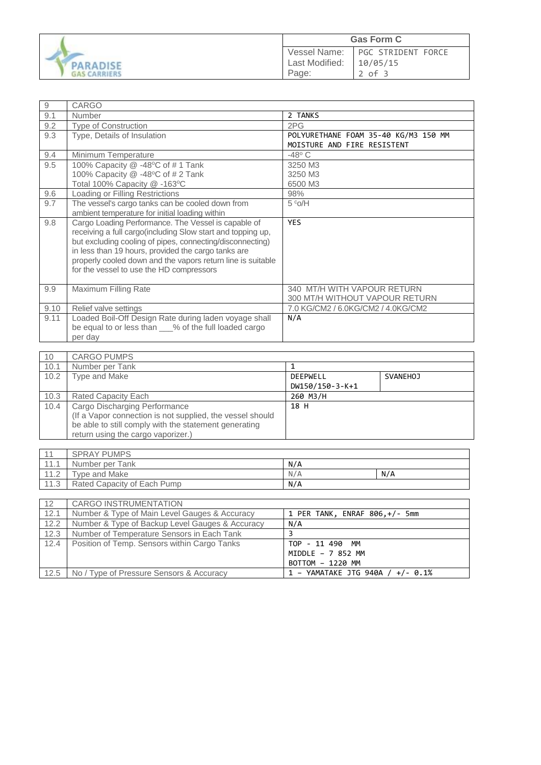| 9 | CARGO | |
|---|---|---|
| 9.1 | Number | 2 TANKS |
| 9.2 | Type of Construction | 2PG |
| 9.3 | Type, Details of Insulation | POLYURETHANE FOAM 35-40 KG/M3 150 MM MOISTURE AND FIRE RESISTENT |
| 9.4 | Minimum Temperature | -48° C |
| 9.5 | 100% Capacity @ -48°C of # 1 Tank<br>100% Capacity @ -48°C of # 2 Tank<br>Total 100% Capacity @ -163°C | 3250 M3<br>3250 M3<br>6500 M3 |
| 9.6 | Loading or Filling Restrictions | 98% |
| 9.7 | The vessel's cargo tanks can be cooled down from ambient temperature for initial loading within | 5 °c/H |
| 9.8 | Cargo Loading Performance. The Vessel is capable of receiving a full cargo(including Slow start and topping up, but excluding cooling of pipes, connecting/disconnecting) in less than 19 hours, provided the cargo tanks are properly cooled down and the vapors return line is suitable for the vessel to use the HD compressors | YES |
| 9.9 | Maximum Filling Rate | 340 MT/H WITH VAPOUR RETURN<br>300 MT/H WITHOUT VAPOUR RETURN |
| 9.10 | Relief valve settings | 7.0 KG/CM2 / 6.0KG/CM2 / 4.0KG/CM2 |
| 9.11 | Loaded Boil-Off Design Rate during laden voyage shall be equal to or less than ___% of the full loaded cargo per day | N/A |

| 10 | CARGO PUMPS | | |
|---|---|---|---|
| 10.1 | Number per Tank | 1 | |
| 10.2 | Type and Make | DEEPWELL DW150/150-3-K+1 | SVANEHOJ |
| 10.3 | Rated Capacity Each | 260 M3/H | |
| 10.4 | Cargo Discharging Performance<br>(If a Vapor connection is not supplied, the vessel should be able to still comply with the statement generating return using the cargo vaporizer.) | 18 H | |

| 11 | SPRAY PUMPS | | |
|---|---|---|---|
| 11.1 | Number per Tank | N/A | |
| 11.2 | Type and Make | N/A | N/A |
| 11.3 | Rated Capacity of Each Pump | N/A | |

| 12 | CARGO INSTRUMENTATION | |
|---|---|---|
| 12.1 | Number & Type of Main Level Gauges & Accuracy | 1 PER TANK, ENRAF 806,+/- 5mm |
| 12.2 | Number & Type of Backup Level Gauges & Accuracy | N/A |
| 12.3 | Number of Temperature Sensors in Each Tank | 3 |
| 12.4 | Position of Temp. Sensors within Cargo Tanks | TOP - 11 490 MM<br>MIDDLE – 7 852 MM<br>BOTTOM – 1220 MM |
| 12.5 | No / Type of Pressure Sensors & Accuracy | 1 – YAMATAKE JTG 940A / +/- 0.1% |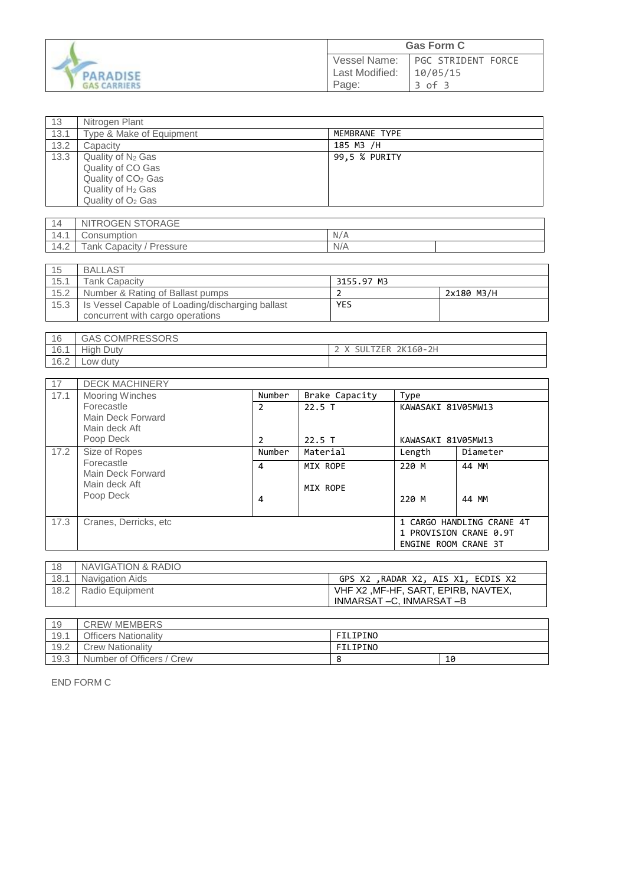| PARADISE GAS CARRIERS | Gas Form C | |
|---|---|---|
| | Vessel Name: | PGC STRIDENT FORCE |
| | Last Modified: | 10/05/15 |
| | Page: | 3 of 3 |

| 13 | Nitrogen Plant | |
|---|---|---|
| 13.1 | Type & Make of Equipment | MEMBRANE TYPE |
| 13.2 | Capacity | 185 M3 /H |
| 13.3 | Quality of $N_2$ Gas<br>Quality of CO Gas<br>Quality of $CO_2$ Gas<br>Quality of $H_2$ Gas<br>Quality of $O_2$ Gas | 99,5 % PURITY |

| 14 | NITROGEN STORAGE | | |
|---|---|---|---|
| 14.1 | Consumption | N/A | |
| 14.2 | Tank Capacity / Pressure | N/A | |

| 15 | BALLAST | | |
|---|---|---|---|
| 15.1 | Tank Capacity | 3155.97 M3 | |
| 15.2 | Number & Rating of Ballast pumps | 2 | 2x180 M3/H |
| 15.3 | Is Vessel Capable of Loading/discharging ballast concurrent with cargo operations | YES | |

| 16 | GAS COMPRESSORS | |
|---|---|---|
| 16.1 | High Duty | 2 X SULTZER 2K160-2H |
| 16.2 | Low duty | |

| 17 | DECK MACHINERY | | | | |
|---|---|---|---|---|---|
| 17.1 | Mooring Winches | Number | Brake Capacity | Type | |
| | Forecastle<br>Main Deck Forward<br>Main deck Aft | 2 | 22.5 T | KAWASAKI 81V05MW13 | |
| | Poop Deck | 2 | 22.5 T | KAWASAKI 81V05MW13 | |
| 17.2 | Size of Ropes | Number | Material | Length | Diameter |
| | Forecastle<br>Main Deck Forward | 4 | MIX ROPE | 220 M | 44 MM |
| | Main deck Aft<br>Poop Deck | 4 | MIX ROPE | 220 M | 44 MM |
| 17.3 | Cranes, Derricks, etc | | | 1 CARGO HANDLING CRANE 4T<br>1 PROVISION CRANE 0.9T<br>ENGINE ROOM CRANE 3T | |

| 18 | NAVIGATION & RADIO | |
|---|---|---|
| 18.1 | Navigation Aids | GPS X2 ,RADAR X2, AIS X1, ECDIS X2 |
| 18.2 | Radio Equipment | VHF X2 ,MF-HF, SART, EPIRB, NAVTEX, INMARSAT –C, INMARSAT –B |

| 19 | CREW MEMBERS | | |
|---|---|---|---|
| 19.1 | Officers Nationality | FILIPINO | |
| 19.2 | Crew Nationality | FILIPINO | |
| 19.3 | Number of Officers / Crew | 8 | 10 |

END FORM C